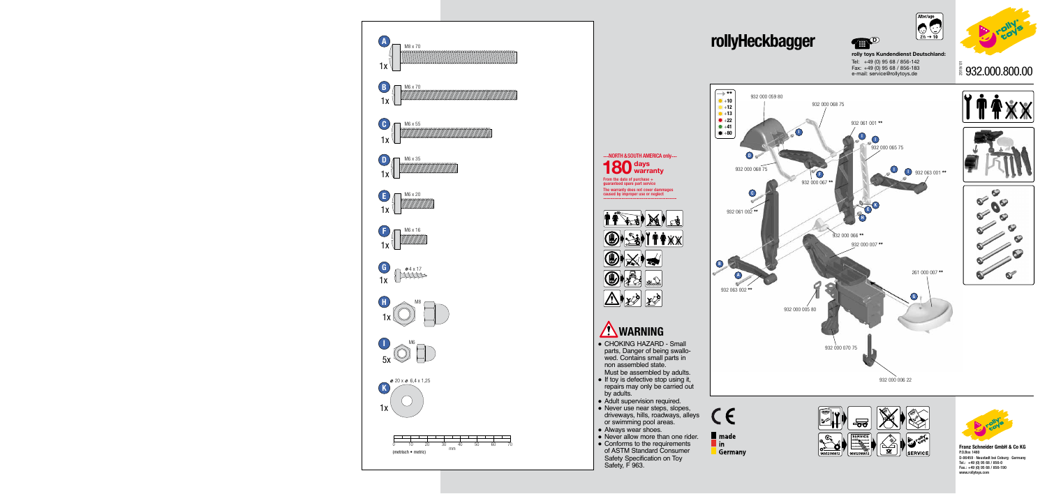# rollyHeckbagger

932.000.800.00

Alter/age 2½ → 10

**rolly toys Kundendienst Deutschland:**
Tel: +49 (0) 95 68 / 856-142
Fax: +49 (0) 95 68 / 856-183
e-mail: service@rollytoys.de

A M8 x 70 1x

B M6 x 70 1x

C M6 x 55 1x

D M6 x 35 1x

E M6 x 20 1x

F M6 x 16 1x

G ⌀4 x 17 1x

H M8 1x

I M6 5x

K ⌀ 20 x ⌀ 6,4 x 1,25 1x

(metrisch • metric) mm

---NORTH & SOUTH AMERICA only---

**180 days warranty**

From the date of purchase + guaranteed spare part service
The warranty does not cover dammages caused by improper use or neglect

## ⚠ WARNING

- CHOKING HAZARD - Small parts, Danger of being swallowed. Contains small parts in non assembled state. Must be assembled by adults.
- If toy is defective stop using it, repairs may only be carried out by adults.
- Adult supervision required.
- Never use near steps, slopes, driveways, hills, roadways, alleys or swimming pool areas.
- Always wear shoes.
- Never allow more than one rider.
- Conforms to the requirements of ASTM Standard Consumer Safety Specification on Toy Safety, F 963.

** +10 +12 +13 +22 +41 +80

932 000 059 80
932 000 068 75
932 061 001 **
932 000 065 75
932 063 001 **
932 000 068 75
932 000 067 **
932 061 002 **
932 000 066 **
932 000 007 **
261 000 007 **
932 063 002 **
932 000 005 80
932 000 070 75
932 000 006 22

CE

made in Germany

**Franz Schneider GmbH & Co KG**
P.O.Box 1480
D-96459 · Neustadt bei Coburg · Germany
Tel.: +49 (0) 95 68 / 856-0
Fax.: +49 (0) 95 68 / 856-190
www.rollytoys.com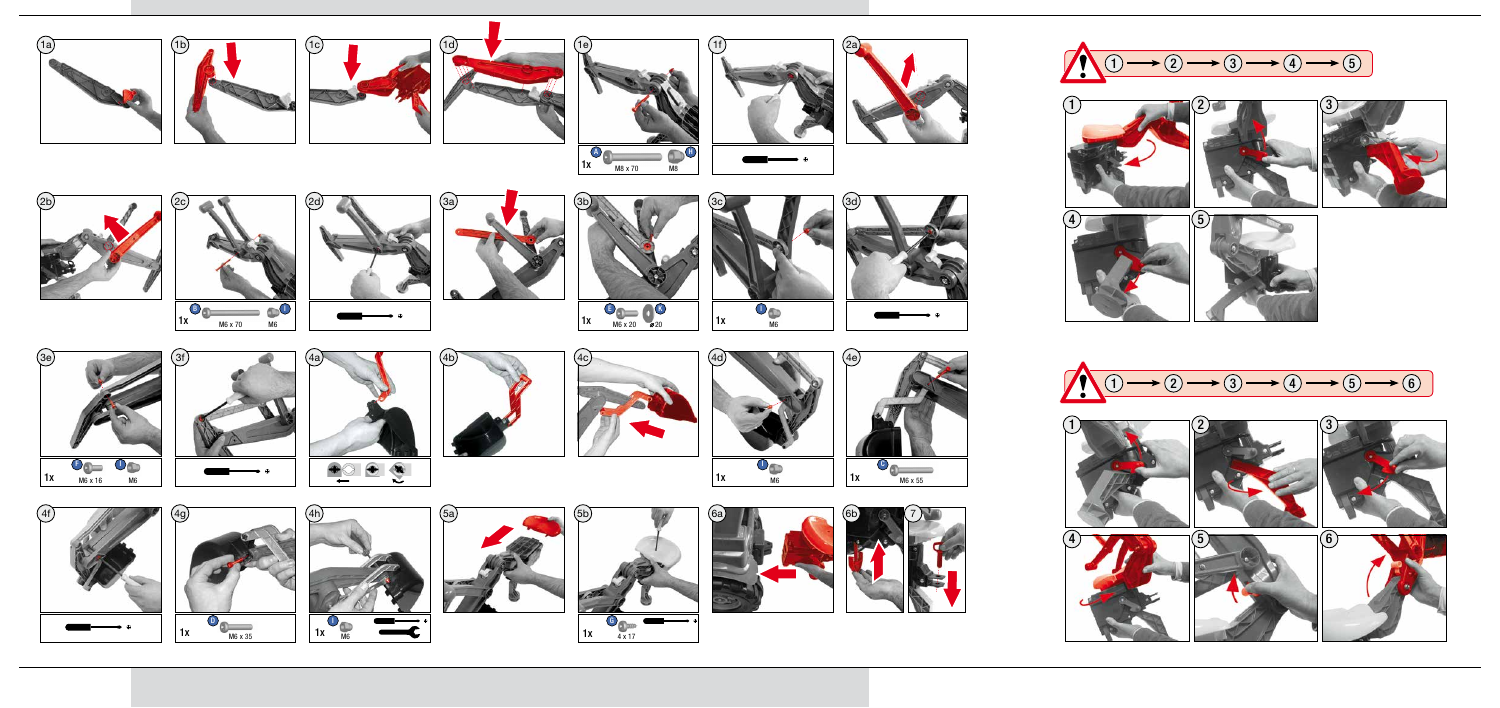1a

1b

1c

1d

1e

1x A M8 x 70 H M8

1f

2a

2b

2c

1x B M6 x 70 I M6

2d

3a

3b

1x E M6 x 20 K ø20

3c

1x I M6

3d

3e

1x F M6 x 16 I M6

3f

4a

4b

4c

4d

1x I M6

4e

1x C M6 x 55

4f

4g

1x D M6 x 35

4h

1x I M6

5a

5b

1x G 4 x 17

6a

6b

7

1 → 2 → 3 → 4 → 5

1

2

3

4

5

1 → 2 → 3 → 4 → 5 → 6

1

2

3

4

5

6